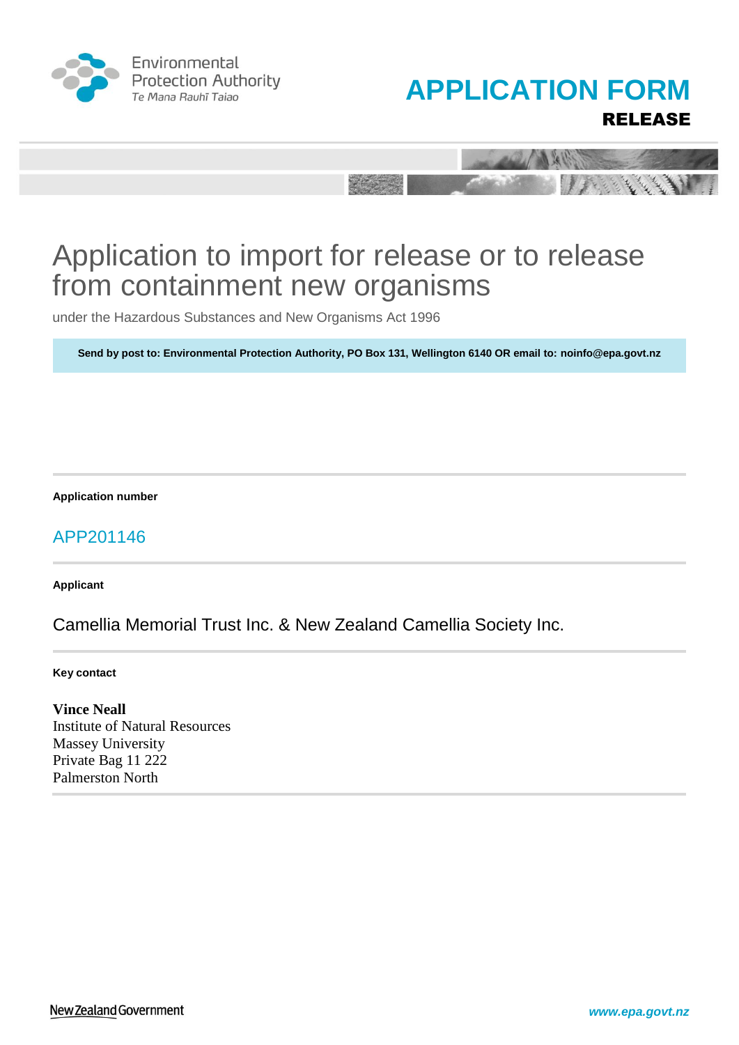Environmental Protection Authority
Te Mana Rauhī Taiao

# APPLICATION FORM

## RELEASE

# Application to import for release or to release from containment new organisms

under the Hazardous Substances and New Organisms Act 1996

**Send by post to: Environmental Protection Authority, PO Box 131, Wellington 6140 OR email to: noinfo@epa.govt.nz**

---

**Application number**

APP201146

---

**Applicant**

Camellia Memorial Trust Inc. & New Zealand Camellia Society Inc.

---

**Key contact**

**Vince Neall**
Institute of Natural Resources
Massey University
Private Bag 11 222
Palmerston North

---

New Zealand Government

www.epa.govt.nz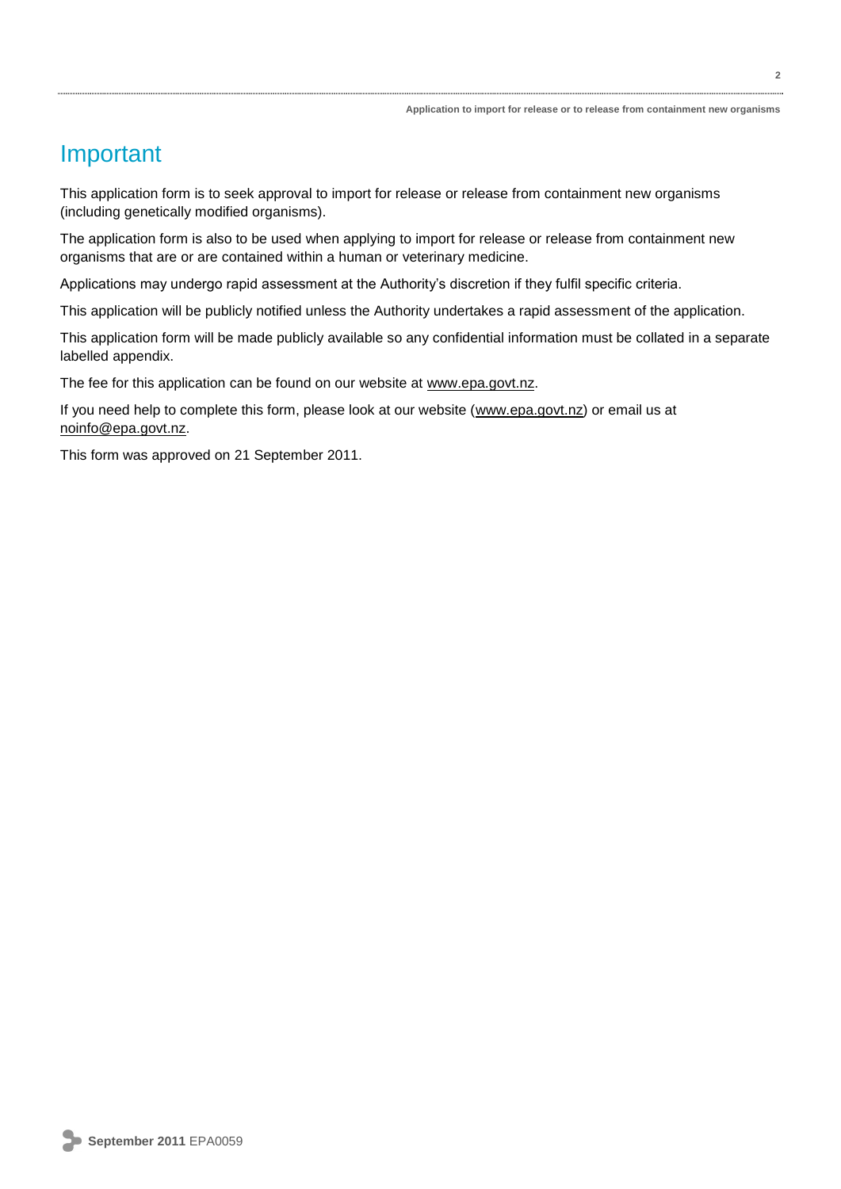# Important

This application form is to seek approval to import for release or release from containment new organisms (including genetically modified organisms).

The application form is also to be used when applying to import for release or release from containment new organisms that are or are contained within a human or veterinary medicine.

Applications may undergo rapid assessment at the Authority's discretion if they fulfil specific criteria.

This application will be publicly notified unless the Authority undertakes a rapid assessment of the application.

This application form will be made publicly available so any confidential information must be collated in a separate labelled appendix.

The fee for this application can be found on our website at www.epa.govt.nz.

If you need help to complete this form, please look at our website (www.epa.govt.nz) or email us at noinfo@epa.govt.nz.

This form was approved on 21 September 2011.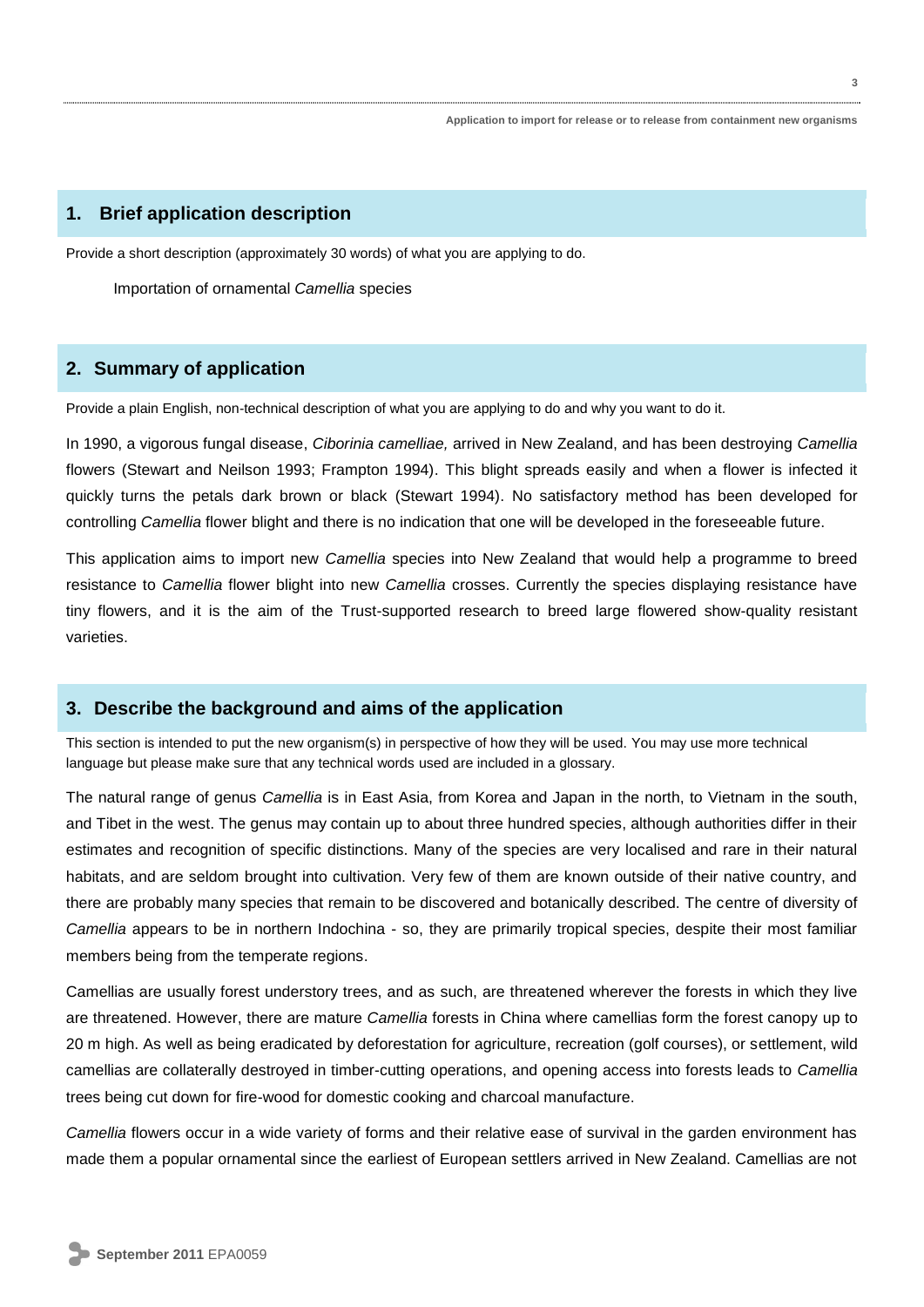## 1. Brief application description

Provide a short description (approximately 30 words) of what you are applying to do.

Importation of ornamental *Camellia* species

## 2. Summary of application

Provide a plain English, non-technical description of what you are applying to do and why you want to do it.

In 1990, a vigorous fungal disease, *Ciborinia camelliae,* arrived in New Zealand, and has been destroying *Camellia* flowers (Stewart and Neilson 1993; Frampton 1994). This blight spreads easily and when a flower is infected it quickly turns the petals dark brown or black (Stewart 1994). No satisfactory method has been developed for controlling *Camellia* flower blight and there is no indication that one will be developed in the foreseeable future.

This application aims to import new *Camellia* species into New Zealand that would help a programme to breed resistance to *Camellia* flower blight into new *Camellia* crosses. Currently the species displaying resistance have tiny flowers, and it is the aim of the Trust-supported research to breed large flowered show-quality resistant varieties.

## 3. Describe the background and aims of the application

This section is intended to put the new organism(s) in perspective of how they will be used. You may use more technical language but please make sure that any technical words used are included in a glossary.

The natural range of genus *Camellia* is in East Asia, from Korea and Japan in the north, to Vietnam in the south, and Tibet in the west. The genus may contain up to about three hundred species, although authorities differ in their estimates and recognition of specific distinctions. Many of the species are very localised and rare in their natural habitats, and are seldom brought into cultivation. Very few of them are known outside of their native country, and there are probably many species that remain to be discovered and botanically described. The centre of diversity of *Camellia* appears to be in northern Indochina - so, they are primarily tropical species, despite their most familiar members being from the temperate regions.

Camellias are usually forest understory trees, and as such, are threatened wherever the forests in which they live are threatened. However, there are mature *Camellia* forests in China where camellias form the forest canopy up to 20 m high. As well as being eradicated by deforestation for agriculture, recreation (golf courses), or settlement, wild camellias are collaterally destroyed in timber-cutting operations, and opening access into forests leads to *Camellia* trees being cut down for fire-wood for domestic cooking and charcoal manufacture.

*Camellia* flowers occur in a wide variety of forms and their relative ease of survival in the garden environment has made them a popular ornamental since the earliest of European settlers arrived in New Zealand. Camellias are not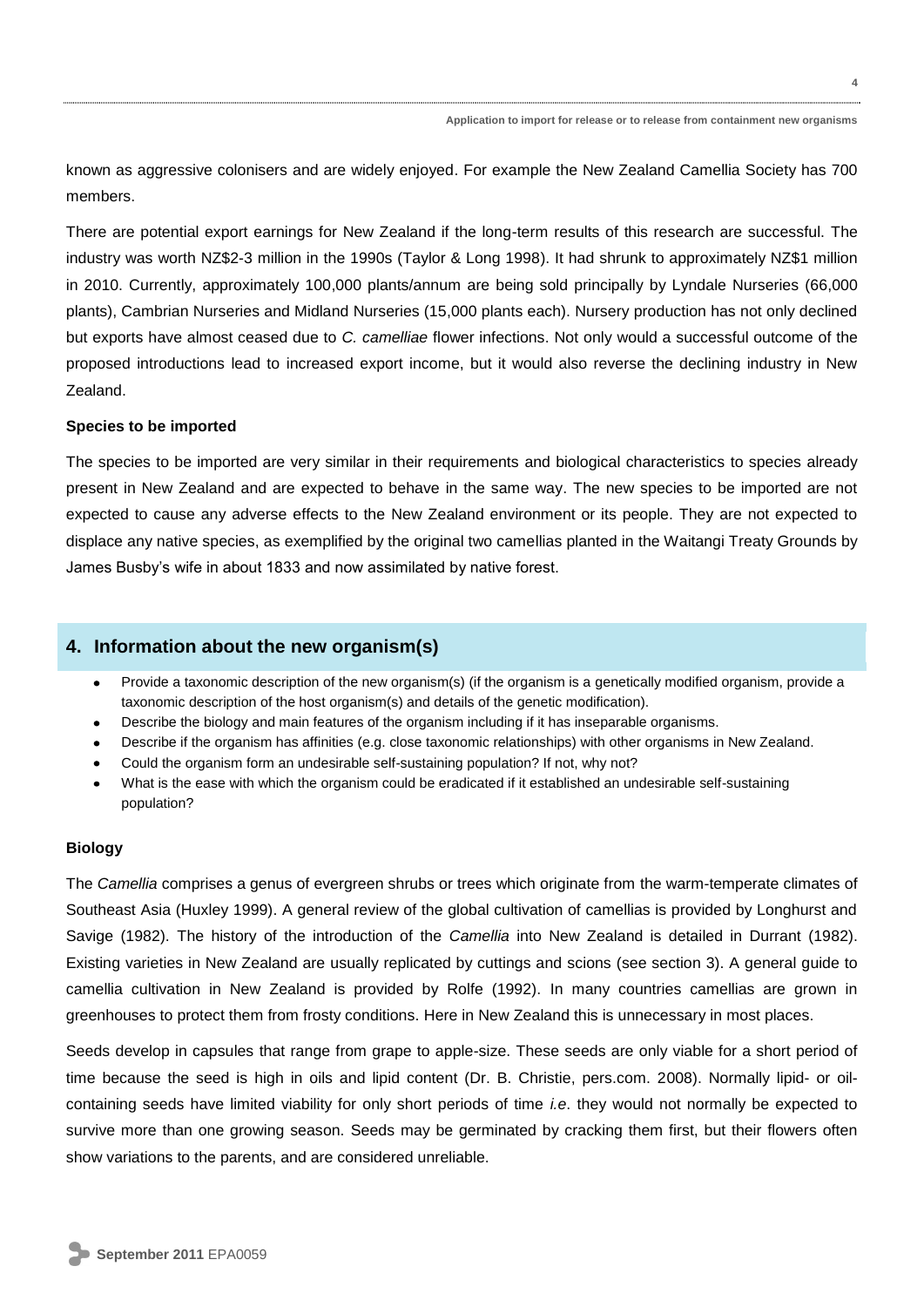known as aggressive colonisers and are widely enjoyed. For example the New Zealand Camellia Society has 700 members.

There are potential export earnings for New Zealand if the long-term results of this research are successful. The industry was worth NZ$2-3 million in the 1990s (Taylor & Long 1998). It had shrunk to approximately NZ$1 million in 2010. Currently, approximately 100,000 plants/annum are being sold principally by Lyndale Nurseries (66,000 plants), Cambrian Nurseries and Midland Nurseries (15,000 plants each). Nursery production has not only declined but exports have almost ceased due to *C. camelliae* flower infections. Not only would a successful outcome of the proposed introductions lead to increased export income, but it would also reverse the declining industry in New Zealand.

**Species to be imported**

The species to be imported are very similar in their requirements and biological characteristics to species already present in New Zealand and are expected to behave in the same way. The new species to be imported are not expected to cause any adverse effects to the New Zealand environment or its people. They are not expected to displace any native species, as exemplified by the original two camellias planted in the Waitangi Treaty Grounds by James Busby's wife in about 1833 and now assimilated by native forest.

## 4. Information about the new organism(s)

- Provide a taxonomic description of the new organism(s) (if the organism is a genetically modified organism, provide a taxonomic description of the host organism(s) and details of the genetic modification).
- Describe the biology and main features of the organism including if it has inseparable organisms.
- Describe if the organism has affinities (e.g. close taxonomic relationships) with other organisms in New Zealand.
- Could the organism form an undesirable self-sustaining population? If not, why not?
- What is the ease with which the organism could be eradicated if it established an undesirable self-sustaining population?

**Biology**

The *Camellia* comprises a genus of evergreen shrubs or trees which originate from the warm-temperate climates of Southeast Asia (Huxley 1999). A general review of the global cultivation of camellias is provided by Longhurst and Savige (1982). The history of the introduction of the *Camellia* into New Zealand is detailed in Durrant (1982). Existing varieties in New Zealand are usually replicated by cuttings and scions (see section 3). A general guide to camellia cultivation in New Zealand is provided by Rolfe (1992). In many countries camellias are grown in greenhouses to protect them from frosty conditions. Here in New Zealand this is unnecessary in most places.

Seeds develop in capsules that range from grape to apple-size. These seeds are only viable for a short period of time because the seed is high in oils and lipid content (Dr. B. Christie, pers.com. 2008). Normally lipid- or oil-containing seeds have limited viability for only short periods of time *i.e*. they would not normally be expected to survive more than one growing season. Seeds may be germinated by cracking them first, but their flowers often show variations to the parents, and are considered unreliable.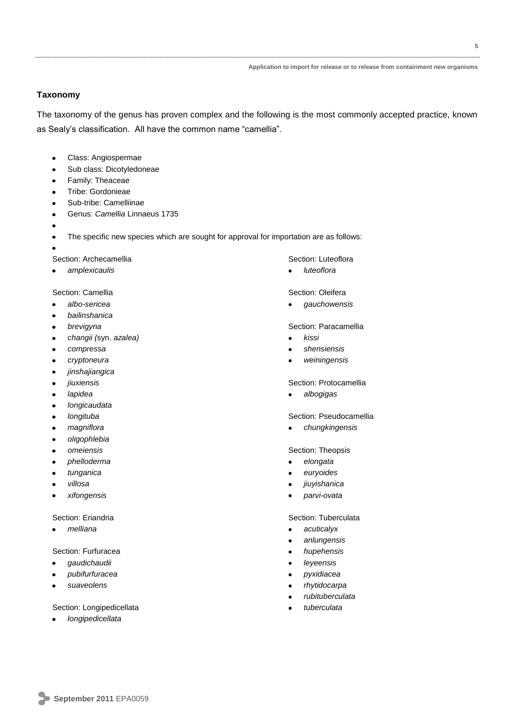**Taxonomy**

The taxonomy of the genus has proven complex and the following is the most commonly accepted practice, known as Sealy's classification. All have the common name "camellia".

- Class: Angiospermae
- Sub class: Dicotyledoneae
- Family: Theaceae
- Tribe: Gordonieae
- Sub-tribe: Camelliinae
- Genus: *Camellia* Linnaeus 1735
- The specific new species which are sought for approval for importation are as follows:

Section: Archecamellia

- *amplexicaulis*

Section: Camellia

- *albo-sericea*
- *bailinshanica*
- *brevigyna*
- *changii (*syn. *azalea)*
- *compressa*
- *cryptoneura*
- *jinshajiangica*
- *jiuxiensis*
- *lapidea*
- *longicaudata*
- *longituba*
- *magniflora*
- *oligophlebia*
- *omeiensis*
- *phelloderma*
- *tunganica*
- *villosa*
- *xifongensis*

Section: Eriandria

- *melliana*

Section: Furfuracea

- *gaudichaudii*
- *pubifurfuracea*
- *suaveolens*

Section: Longipedicellata

- *longipedicellata*

Section: Luteoflora

- *luteoflora*

Section: Oleifera

- *gauchowensis*

Section: Paracamellia

- *kissi*
- *shensiensis*
- *weiningensis*

Section: Protocamellia

- *albogigas*

Section: Pseudocamellia

- *chungkingensis*

Section: Theopsis

- *elongata*
- *euryoides*
- *jiuyishanica*
- *parvi-ovata*

Section: Tuberculata

- *acuticalyx*
- *anlungensis*
- *hupehensis*
- *leyeensis*
- *pyxidiacea*
- *rhytidocarpa*
- *rubituberculata*
- *tuberculata*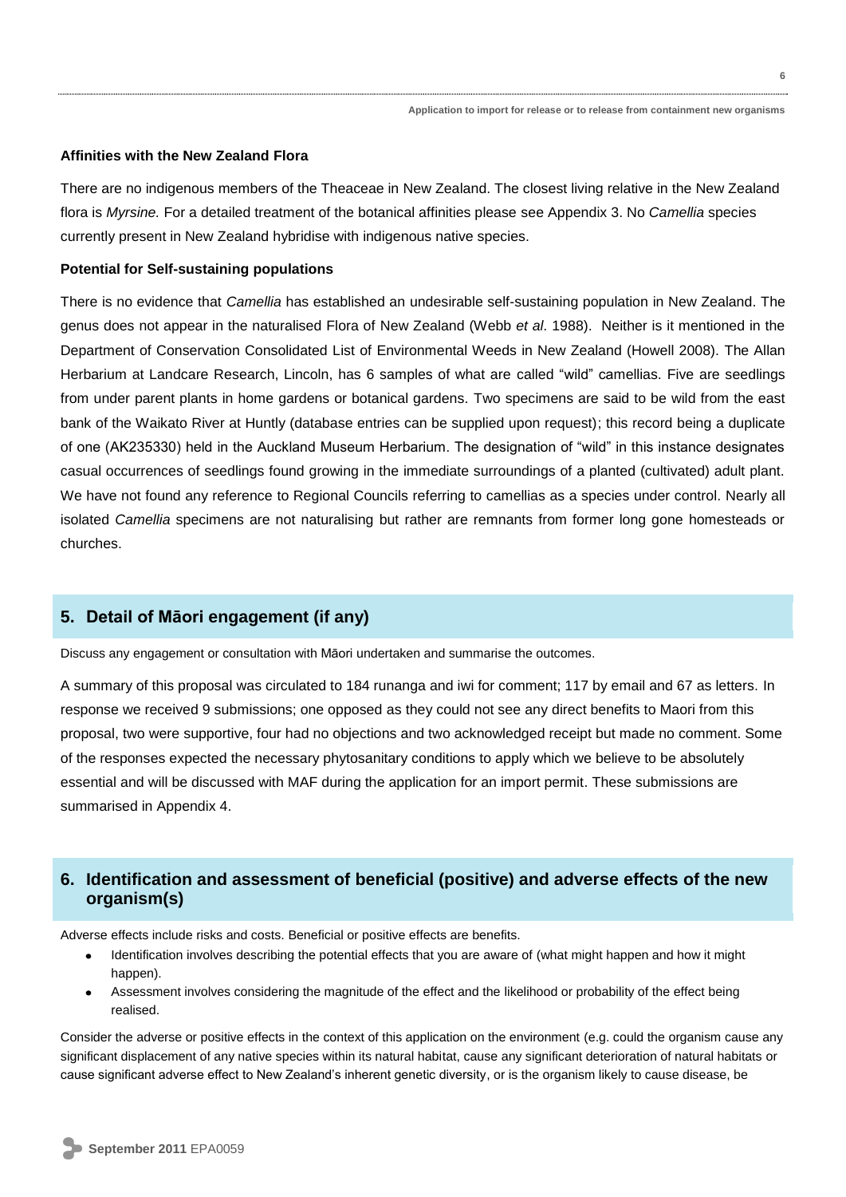**Affinities with the New Zealand Flora**

There are no indigenous members of the Theaceae in New Zealand. The closest living relative in the New Zealand flora is *Myrsine.* For a detailed treatment of the botanical affinities please see Appendix 3. No *Camellia* species currently present in New Zealand hybridise with indigenous native species.

**Potential for Self-sustaining populations**

There is no evidence that *Camellia* has established an undesirable self-sustaining population in New Zealand. The genus does not appear in the naturalised Flora of New Zealand (Webb *et al*. 1988). Neither is it mentioned in the Department of Conservation Consolidated List of Environmental Weeds in New Zealand (Howell 2008). The Allan Herbarium at Landcare Research, Lincoln, has 6 samples of what are called "wild" camellias. Five are seedlings from under parent plants in home gardens or botanical gardens. Two specimens are said to be wild from the east bank of the Waikato River at Huntly (database entries can be supplied upon request); this record being a duplicate of one (AK235330) held in the Auckland Museum Herbarium. The designation of "wild" in this instance designates casual occurrences of seedlings found growing in the immediate surroundings of a planted (cultivated) adult plant. We have not found any reference to Regional Councils referring to camellias as a species under control. Nearly all isolated *Camellia* specimens are not naturalising but rather are remnants from former long gone homesteads or churches.

## 5. Detail of Māori engagement (if any)

Discuss any engagement or consultation with Māori undertaken and summarise the outcomes.

A summary of this proposal was circulated to 184 runanga and iwi for comment; 117 by email and 67 as letters. In response we received 9 submissions; one opposed as they could not see any direct benefits to Maori from this proposal, two were supportive, four had no objections and two acknowledged receipt but made no comment. Some of the responses expected the necessary phytosanitary conditions to apply which we believe to be absolutely essential and will be discussed with MAF during the application for an import permit. These submissions are summarised in Appendix 4.

## 6. Identification and assessment of beneficial (positive) and adverse effects of the new organism(s)

Adverse effects include risks and costs. Beneficial or positive effects are benefits.

- Identification involves describing the potential effects that you are aware of (what might happen and how it might happen).
- Assessment involves considering the magnitude of the effect and the likelihood or probability of the effect being realised.

Consider the adverse or positive effects in the context of this application on the environment (e.g. could the organism cause any significant displacement of any native species within its natural habitat, cause any significant deterioration of natural habitats or cause significant adverse effect to New Zealand's inherent genetic diversity, or is the organism likely to cause disease, be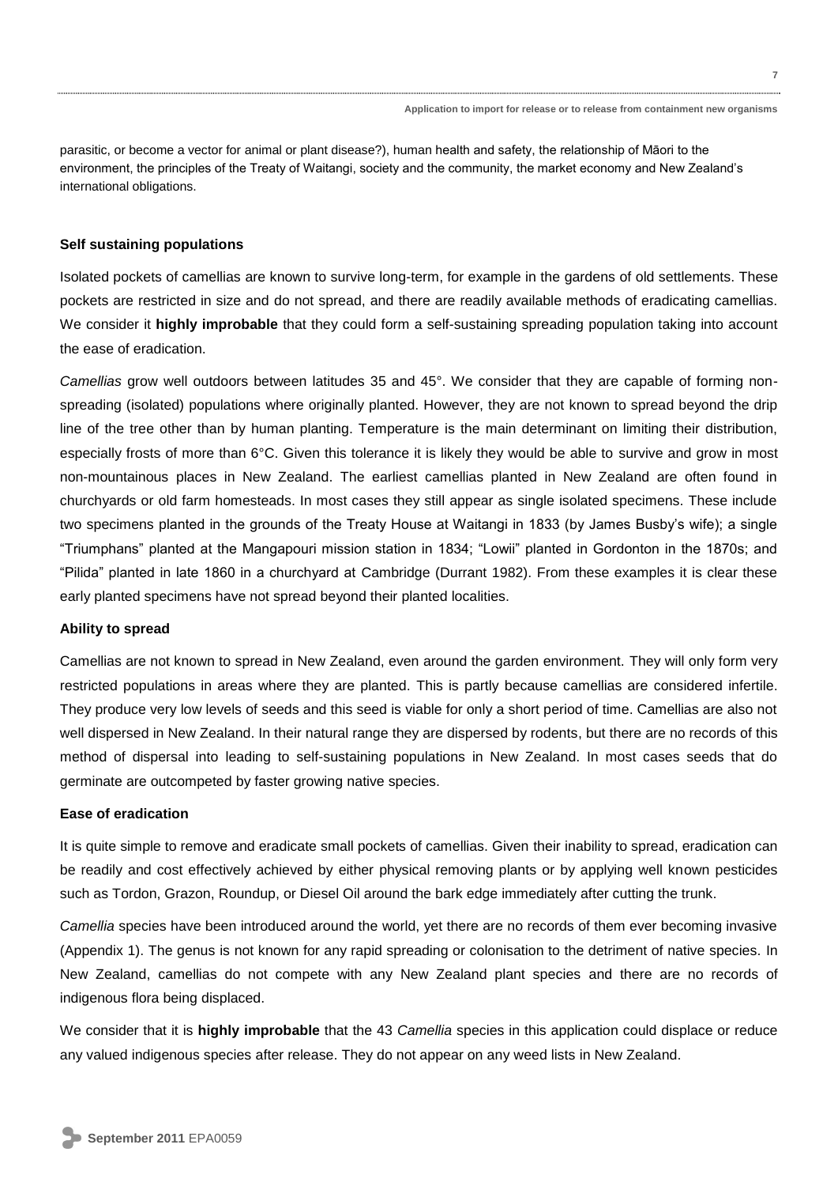parasitic, or become a vector for animal or plant disease?), human health and safety, the relationship of Māori to the environment, the principles of the Treaty of Waitangi, society and the community, the market economy and New Zealand's international obligations.

**Self sustaining populations**

Isolated pockets of camellias are known to survive long-term, for example in the gardens of old settlements. These pockets are restricted in size and do not spread, and there are readily available methods of eradicating camellias. We consider it **highly improbable** that they could form a self-sustaining spreading population taking into account the ease of eradication.

*Camellias* grow well outdoors between latitudes 35 and 45°. We consider that they are capable of forming non-spreading (isolated) populations where originally planted. However, they are not known to spread beyond the drip line of the tree other than by human planting. Temperature is the main determinant on limiting their distribution, especially frosts of more than 6°C. Given this tolerance it is likely they would be able to survive and grow in most non-mountainous places in New Zealand. The earliest camellias planted in New Zealand are often found in churchyards or old farm homesteads. In most cases they still appear as single isolated specimens. These include two specimens planted in the grounds of the Treaty House at Waitangi in 1833 (by James Busby's wife); a single "Triumphans" planted at the Mangapouri mission station in 1834; "Lowii" planted in Gordonton in the 1870s; and "Pilida" planted in late 1860 in a churchyard at Cambridge (Durrant 1982). From these examples it is clear these early planted specimens have not spread beyond their planted localities.

**Ability to spread**

Camellias are not known to spread in New Zealand, even around the garden environment. They will only form very restricted populations in areas where they are planted. This is partly because camellias are considered infertile. They produce very low levels of seeds and this seed is viable for only a short period of time. Camellias are also not well dispersed in New Zealand. In their natural range they are dispersed by rodents, but there are no records of this method of dispersal into leading to self-sustaining populations in New Zealand. In most cases seeds that do germinate are outcompeted by faster growing native species.

**Ease of eradication**

It is quite simple to remove and eradicate small pockets of camellias. Given their inability to spread, eradication can be readily and cost effectively achieved by either physical removing plants or by applying well known pesticides such as Tordon, Grazon, Roundup, or Diesel Oil around the bark edge immediately after cutting the trunk.

*Camellia* species have been introduced around the world, yet there are no records of them ever becoming invasive (Appendix 1). The genus is not known for any rapid spreading or colonisation to the detriment of native species. In New Zealand, camellias do not compete with any New Zealand plant species and there are no records of indigenous flora being displaced.

We consider that it is **highly improbable** that the 43 *Camellia* species in this application could displace or reduce any valued indigenous species after release. They do not appear on any weed lists in New Zealand.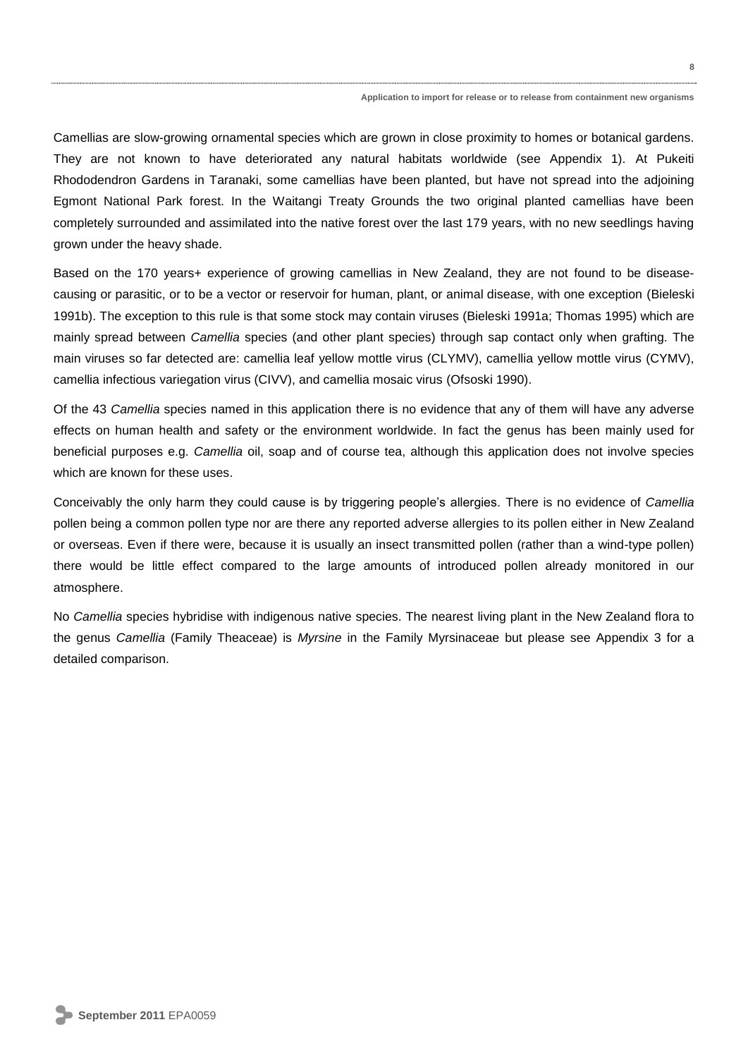Camellias are slow-growing ornamental species which are grown in close proximity to homes or botanical gardens. They are not known to have deteriorated any natural habitats worldwide (see Appendix 1). At Pukeiti Rhododendron Gardens in Taranaki, some camellias have been planted, but have not spread into the adjoining Egmont National Park forest. In the Waitangi Treaty Grounds the two original planted camellias have been completely surrounded and assimilated into the native forest over the last 179 years, with no new seedlings having grown under the heavy shade.

Based on the 170 years+ experience of growing camellias in New Zealand, they are not found to be disease-causing or parasitic, or to be a vector or reservoir for human, plant, or animal disease, with one exception (Bieleski 1991b). The exception to this rule is that some stock may contain viruses (Bieleski 1991a; Thomas 1995) which are mainly spread between *Camellia* species (and other plant species) through sap contact only when grafting. The main viruses so far detected are: camellia leaf yellow mottle virus (CLYMV), camellia yellow mottle virus (CYMV), camellia infectious variegation virus (CIVV), and camellia mosaic virus (Ofsoski 1990).

Of the 43 *Camellia* species named in this application there is no evidence that any of them will have any adverse effects on human health and safety or the environment worldwide. In fact the genus has been mainly used for beneficial purposes e.g. *Camellia* oil, soap and of course tea, although this application does not involve species which are known for these uses.

Conceivably the only harm they could cause is by triggering people's allergies. There is no evidence of *Camellia* pollen being a common pollen type nor are there any reported adverse allergies to its pollen either in New Zealand or overseas. Even if there were, because it is usually an insect transmitted pollen (rather than a wind-type pollen) there would be little effect compared to the large amounts of introduced pollen already monitored in our atmosphere.

No *Camellia* species hybridise with indigenous native species. The nearest living plant in the New Zealand flora to the genus *Camellia* (Family Theaceae) is *Myrsine* in the Family Myrsinaceae but please see Appendix 3 for a detailed comparison.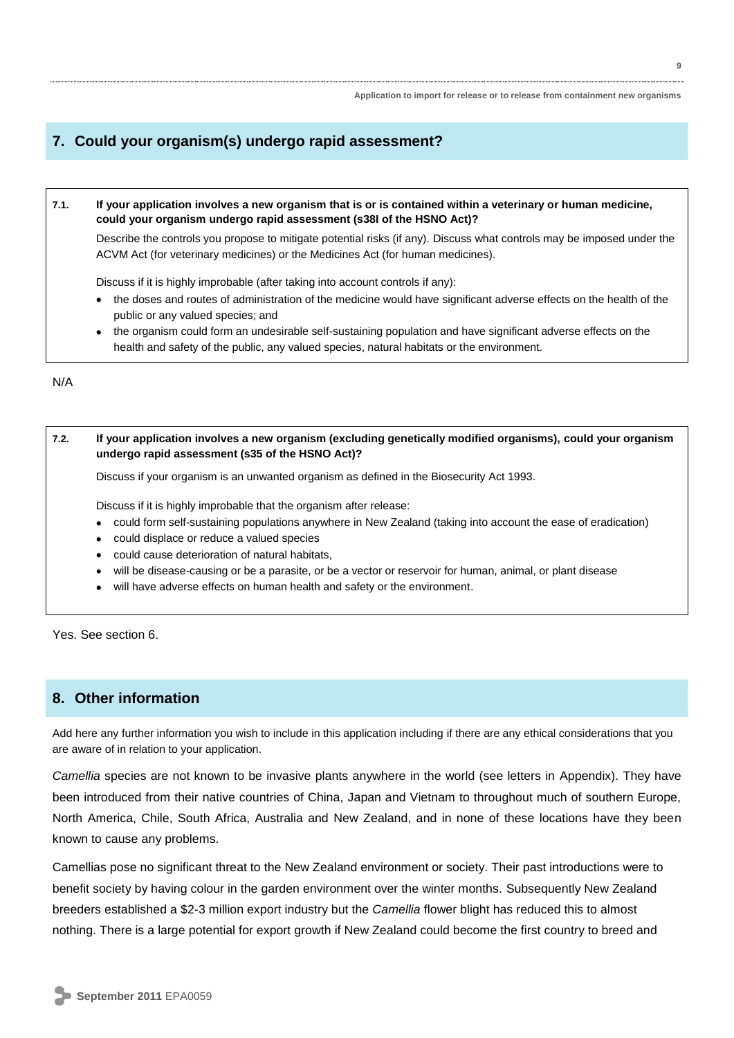## 7. Could your organism(s) undergo rapid assessment?

**7.1. If your application involves a new organism that is or is contained within a veterinary or human medicine, could your organism undergo rapid assessment (s38I of the HSNO Act)?**

Describe the controls you propose to mitigate potential risks (if any). Discuss what controls may be imposed under the ACVM Act (for veterinary medicines) or the Medicines Act (for human medicines).

Discuss if it is highly improbable (after taking into account controls if any):

- the doses and routes of administration of the medicine would have significant adverse effects on the health of the public or any valued species; and
- the organism could form an undesirable self-sustaining population and have significant adverse effects on the health and safety of the public, any valued species, natural habitats or the environment.

N/A

**7.2. If your application involves a new organism (excluding genetically modified organisms), could your organism undergo rapid assessment (s35 of the HSNO Act)?**

Discuss if your organism is an unwanted organism as defined in the Biosecurity Act 1993.

Discuss if it is highly improbable that the organism after release:

- could form self-sustaining populations anywhere in New Zealand (taking into account the ease of eradication)
- could displace or reduce a valued species
- could cause deterioration of natural habitats,
- will be disease-causing or be a parasite, or be a vector or reservoir for human, animal, or plant disease
- will have adverse effects on human health and safety or the environment.

Yes. See section 6.

## 8. Other information

Add here any further information you wish to include in this application including if there are any ethical considerations that you are aware of in relation to your application.

*Camellia* species are not known to be invasive plants anywhere in the world (see letters in Appendix). They have been introduced from their native countries of China, Japan and Vietnam to throughout much of southern Europe, North America, Chile, South Africa, Australia and New Zealand, and in none of these locations have they been known to cause any problems.

Camellias pose no significant threat to the New Zealand environment or society. Their past introductions were to benefit society by having colour in the garden environment over the winter months. Subsequently New Zealand breeders established a $2-3 million export industry but the *Camellia* flower blight has reduced this to almost nothing. There is a large potential for export growth if New Zealand could become the first country to breed and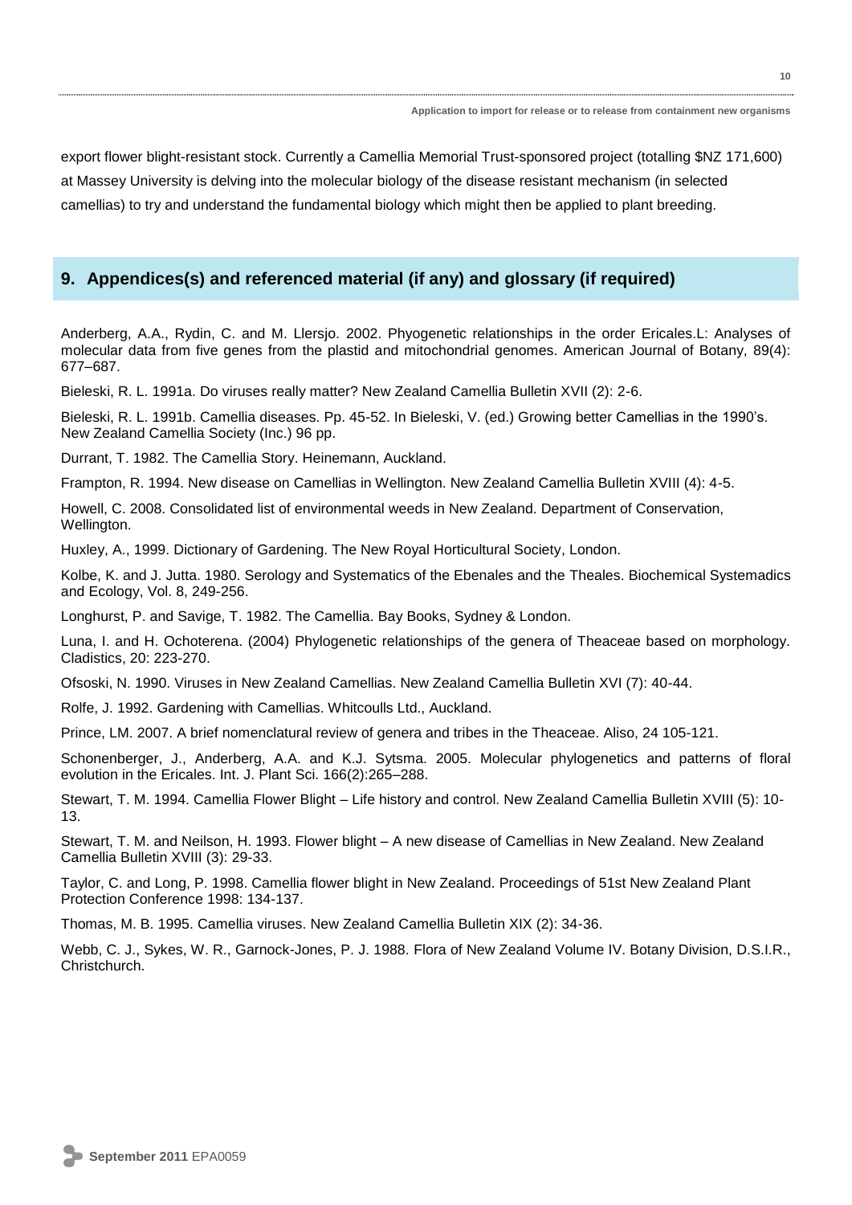export flower blight-resistant stock. Currently a Camellia Memorial Trust-sponsored project (totalling $NZ 171,600) at Massey University is delving into the molecular biology of the disease resistant mechanism (in selected camellias) to try and understand the fundamental biology which might then be applied to plant breeding.

## 9. Appendices(s) and referenced material (if any) and glossary (if required)

Anderberg, A.A., Rydin, C. and M. Llersjo. 2002. Phyogenetic relationships in the order Ericales.L: Analyses of molecular data from five genes from the plastid and mitochondrial genomes. American Journal of Botany, 89(4): 677–687.

Bieleski, R. L. 1991a. Do viruses really matter? New Zealand Camellia Bulletin XVII (2): 2-6.

Bieleski, R. L. 1991b. Camellia diseases. Pp. 45-52. In Bieleski, V. (ed.) Growing better Camellias in the 1990's. New Zealand Camellia Society (Inc.) 96 pp.

Durrant, T. 1982. The Camellia Story. Heinemann, Auckland.

Frampton, R. 1994. New disease on Camellias in Wellington. New Zealand Camellia Bulletin XVIII (4): 4-5.

Howell, C. 2008. Consolidated list of environmental weeds in New Zealand. Department of Conservation, Wellington.

Huxley, A., 1999. Dictionary of Gardening. The New Royal Horticultural Society, London.

Kolbe, K. and J. Jutta. 1980. Serology and Systematics of the Ebenales and the Theales. Biochemical Systemadics and Ecology, Vol. 8, 249-256.

Longhurst, P. and Savige, T. 1982. The Camellia. Bay Books, Sydney & London.

Luna, I. and H. Ochoterena. (2004) Phylogenetic relationships of the genera of Theaceae based on morphology. Cladistics, 20: 223-270.

Ofsoski, N. 1990. Viruses in New Zealand Camellias. New Zealand Camellia Bulletin XVI (7): 40-44.

Rolfe, J. 1992. Gardening with Camellias. Whitcoulls Ltd., Auckland.

Prince, LM. 2007. A brief nomenclatural review of genera and tribes in the Theaceae. Aliso, 24 105-121.

Schonenberger, J., Anderberg, A.A. and K.J. Sytsma. 2005. Molecular phylogenetics and patterns of floral evolution in the Ericales. Int. J. Plant Sci. 166(2):265–288.

Stewart, T. M. 1994. Camellia Flower Blight – Life history and control. New Zealand Camellia Bulletin XVIII (5): 10-13.

Stewart, T. M. and Neilson, H. 1993. Flower blight – A new disease of Camellias in New Zealand. New Zealand Camellia Bulletin XVIII (3): 29-33.

Taylor, C. and Long, P. 1998. Camellia flower blight in New Zealand. Proceedings of 51st New Zealand Plant Protection Conference 1998: 134-137.

Thomas, M. B. 1995. Camellia viruses. New Zealand Camellia Bulletin XIX (2): 34-36.

Webb, C. J., Sykes, W. R., Garnock-Jones, P. J. 1988. Flora of New Zealand Volume IV. Botany Division, D.S.I.R., Christchurch.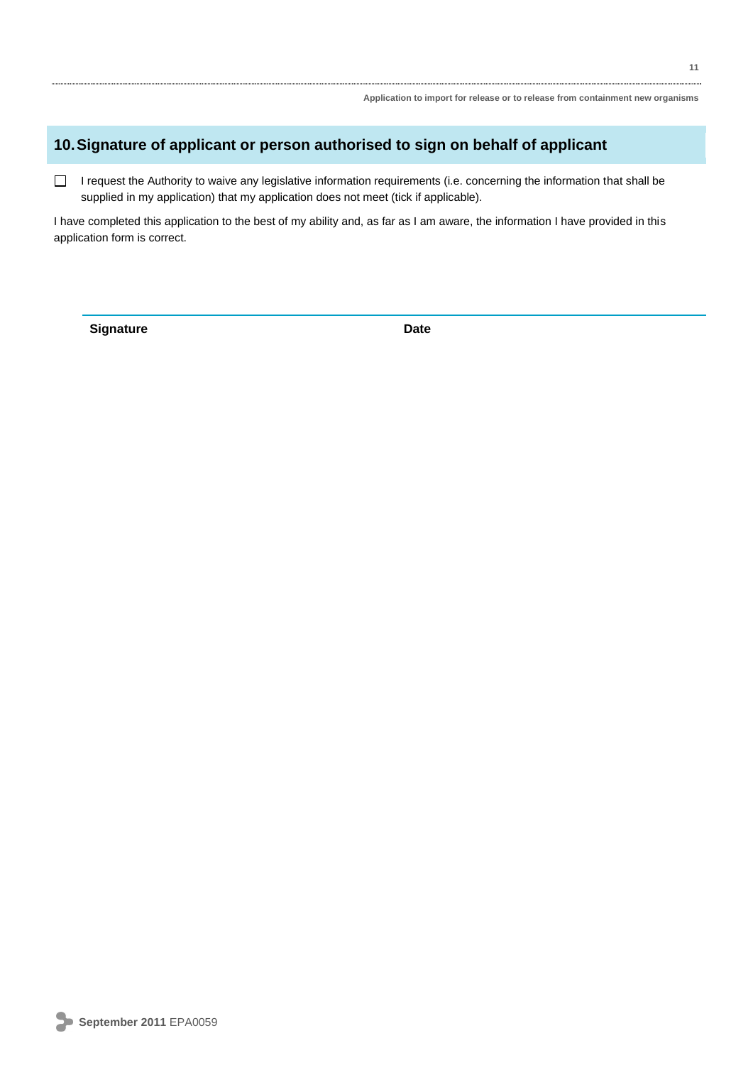## 10. Signature of applicant or person authorised to sign on behalf of applicant

☐ I request the Authority to waive any legislative information requirements (i.e. concerning the information that shall be supplied in my application) that my application does not meet (tick if applicable).

I have completed this application to the best of my ability and, as far as I am aware, the information I have provided in this application form is correct.

| **Signature** | **Date** |
|---|---|
| | |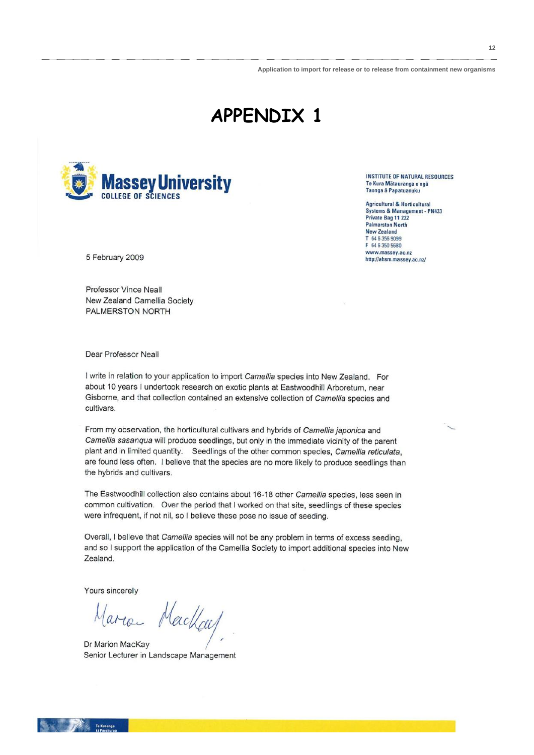# APPENDIX 1

**Massey University**
COLLEGE OF SCIENCES

INSTITUTE OF NATURAL RESOURCES
Te Kura Mātauranga o ngā
Taonga ā Papatuanuku

Agricultural & Horticultural
Systems & Management - PN433
Private Bag 11 222
Palmerston North
New Zealand
T 64 6 356 9099
F 64 6 350 5680
www.massey.ac.nz
http://ahsm.massey.ac.nz/

5 February 2009

Professor Vince Neall
New Zealand Camellia Society
PALMERSTON NORTH

Dear Professor Neall

I write in relation to your application to import *Camellia* species into New Zealand. For about 10 years I undertook research on exotic plants at Eastwoodhill Arboretum, near Gisborne, and that collection contained an extensive collection of *Camellia* species and cultivars.

From my observation, the horticultural cultivars and hybrids of *Camellia japonica* and *Camellia sasanqua* will produce seedlings, but only in the immediate vicinity of the parent plant and in limited quantity. Seedlings of the other common species, *Camellia reticulata*, are found less often. I believe that the species are no more likely to produce seedlings than the hybrids and cultivars.

The Eastwoodhill collection also contains about 16-18 other *Camellia* species, less seen in common cultivation. Over the period that I worked on that site, seedlings of these species were infrequent, if not nil, so I believe these pose no issue of seeding.

Overall, I believe that *Camellia* species will not be any problem in terms of excess seeding, and so I support the application of the Camellia Society to import additional species into New Zealand.

Yours sincerely

Marion MacKay

Dr Marion MacKay
Senior Lecturer in Landscape Management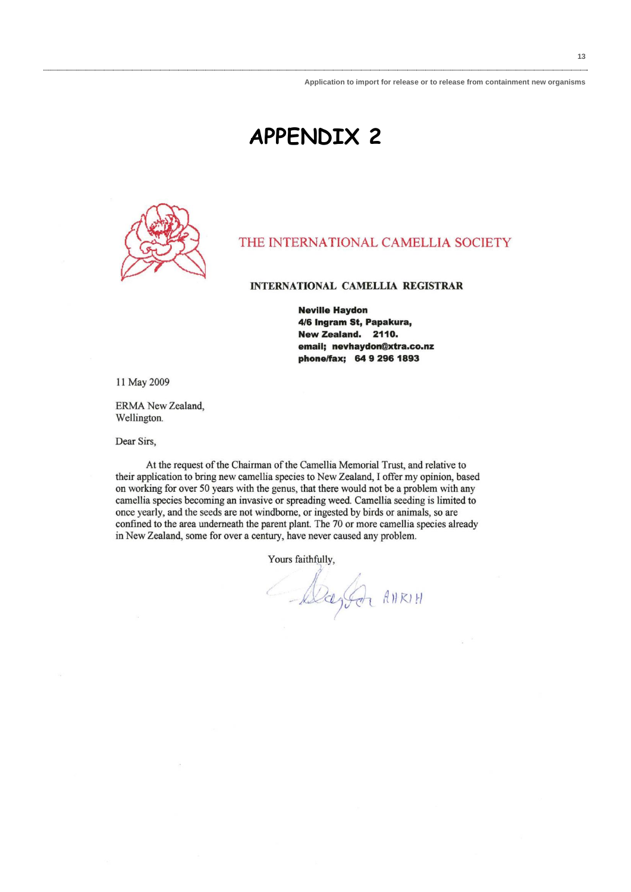# APPENDIX 2

THE INTERNATIONAL CAMELLIA SOCIETY

**INTERNATIONAL CAMELLIA REGISTRAR**

**Neville Haydon**
**4/6 Ingram St, Papakura,**
**New Zealand. 2110.**
**email; nevhaydon@xtra.co.nz**
**phone/fax; 64 9 296 1893**

11 May 2009

ERMA New Zealand,
Wellington.

Dear Sirs,

At the request of the Chairman of the Camellia Memorial Trust, and relative to their application to bring new camellia species to New Zealand, I offer my opinion, based on working for over 50 years with the genus, that there would not be a problem with any camellia species becoming an invasive or spreading weed. Camellia seeding is limited to once yearly, and the seeds are not windborne, or ingested by birds or animals, so are confined to the area underneath the parent plant. The 70 or more camellia species already in New Zealand, some for over a century, have never caused any problem.

Yours faithfully,

AHRIH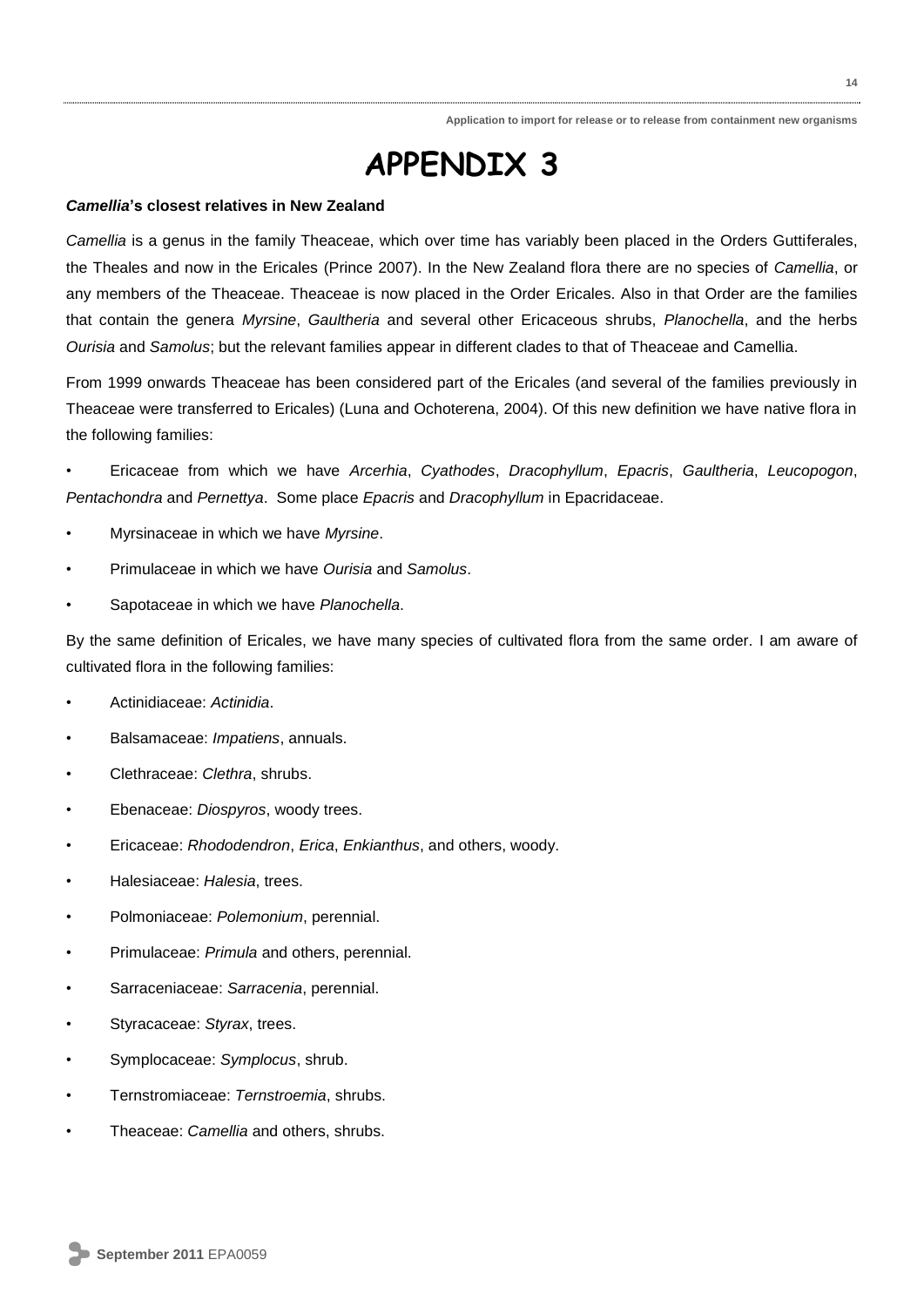# APPENDIX 3

***Camellia*'s closest relatives in New Zealand**

*Camellia* is a genus in the family Theaceae, which over time has variably been placed in the Orders Guttiferales, the Theales and now in the Ericales (Prince 2007). In the New Zealand flora there are no species of *Camellia*, or any members of the Theaceae. Theaceae is now placed in the Order Ericales. Also in that Order are the families that contain the genera *Myrsine*, *Gaultheria* and several other Ericaceous shrubs, *Planochella*, and the herbs *Ourisia* and *Samolus*; but the relevant families appear in different clades to that of Theaceae and Camellia.

From 1999 onwards Theaceae has been considered part of the Ericales (and several of the families previously in Theaceae were transferred to Ericales) (Luna and Ochoterena, 2004). Of this new definition we have native flora in the following families:

- Ericaceae from which we have *Arcerhia*, *Cyathodes*, *Dracophyllum*, *Epacris*, *Gaultheria*, *Leucopogon*, *Pentachondra* and *Pernettya*. Some place *Epacris* and *Dracophyllum* in Epacridaceae.
- Myrsinaceae in which we have *Myrsine*.
- Primulaceae in which we have *Ourisia* and *Samolus*.
- Sapotaceae in which we have *Planochella.*

By the same definition of Ericales, we have many species of cultivated flora from the same order. I am aware of cultivated flora in the following families:

- Actinidiaceae: *Actinidia*.
- Balsamaceae: *Impatiens*, annuals.
- Clethraceae: *Clethra*, shrubs.
- Ebenaceae: *Diospyros*, woody trees.
- Ericaceae: *Rhododendron*, *Erica*, *Enkianthus*, and others, woody.
- Halesiaceae: *Halesia*, trees.
- Polmoniaceae: *Polemonium*, perennial.
- Primulaceae: *Primula* and others, perennial.
- Sarraceniaceae: *Sarracenia*, perennial.
- Styracaceae: *Styrax*, trees.
- Symplocaceae: *Symplocus*, shrub.
- Ternstromiaceae: *Ternstroemia*, shrubs.
- Theaceae: *Camellia* and others, shrubs.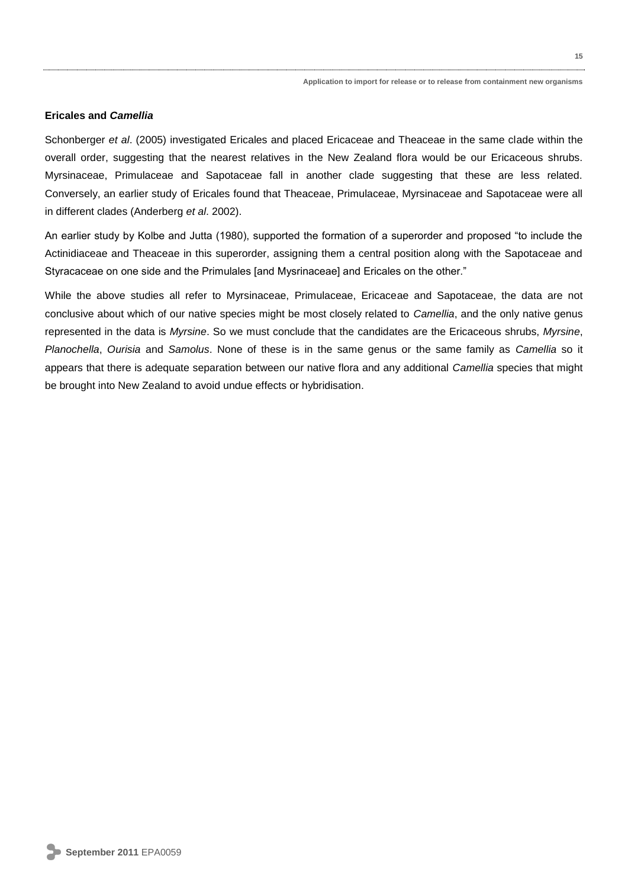**Ericales and *Camellia***

Schonberger *et al*. (2005) investigated Ericales and placed Ericaceae and Theaceae in the same clade within the overall order, suggesting that the nearest relatives in the New Zealand flora would be our Ericaceous shrubs. Myrsinaceae, Primulaceae and Sapotaceae fall in another clade suggesting that these are less related. Conversely, an earlier study of Ericales found that Theaceae, Primulaceae, Myrsinaceae and Sapotaceae were all in different clades (Anderberg *et al*. 2002).

An earlier study by Kolbe and Jutta (1980), supported the formation of a superorder and proposed "to include the Actinidiaceae and Theaceae in this superorder, assigning them a central position along with the Sapotaceae and Styracaceae on one side and the Primulales [and Mysrinaceae] and Ericales on the other."

While the above studies all refer to Myrsinaceae, Primulaceae, Ericaceae and Sapotaceae, the data are not conclusive about which of our native species might be most closely related to *Camellia*, and the only native genus represented in the data is *Myrsine*. So we must conclude that the candidates are the Ericaceous shrubs, *Myrsine*, *Planochella*, *Ourisia* and *Samolus*. None of these is in the same genus or the same family as *Camellia* so it appears that there is adequate separation between our native flora and any additional *Camellia* species that might be brought into New Zealand to avoid undue effects or hybridisation.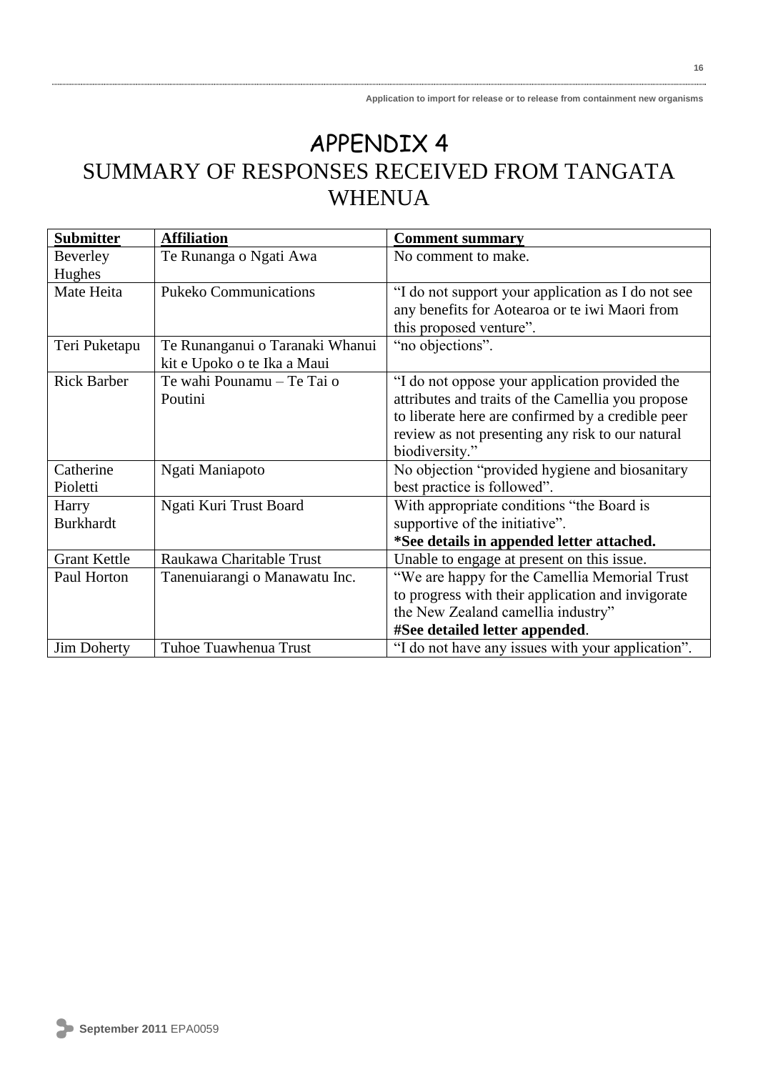# APPENDIX 4

# SUMMARY OF RESPONSES RECEIVED FROM TANGATA WHENUA

| Submitter | Affiliation | Comment summary |
|---|---|---|
| Beverley Hughes | Te Runanga o Ngati Awa | No comment to make. |
| Mate Heita | Pukeko Communications | "I do not support your application as I do not see any benefits for Aotearoa or te iwi Maori from this proposed venture". |
| Teri Puketapu | Te Runanganui o Taranaki Whanui kit e Upoko o te Ika a Maui | "no objections". |
| Rick Barber | Te wahi Pounamu – Te Tai o Poutini | "I do not oppose your application provided the attributes and traits of the Camellia you propose to liberate here are confirmed by a credible peer review as not presenting any risk to our natural biodiversity." |
| Catherine Pioletti | Ngati Maniapoto | No objection "provided hygiene and biosanitary best practice is followed". |
| Harry Burkhardt | Ngati Kuri Trust Board | With appropriate conditions "the Board is supportive of the initiative". **\*See details in appended letter attached.** |
| Grant Kettle | Raukawa Charitable Trust | Unable to engage at present on this issue. |
| Paul Horton | Tanenuiarangi o Manawatu Inc. | "We are happy for the Camellia Memorial Trust to progress with their application and invigorate the New Zealand camellia industry" **#See detailed letter appended**. |
| Jim Doherty | Tuhoe Tuawhenua Trust | "I do not have any issues with your application". |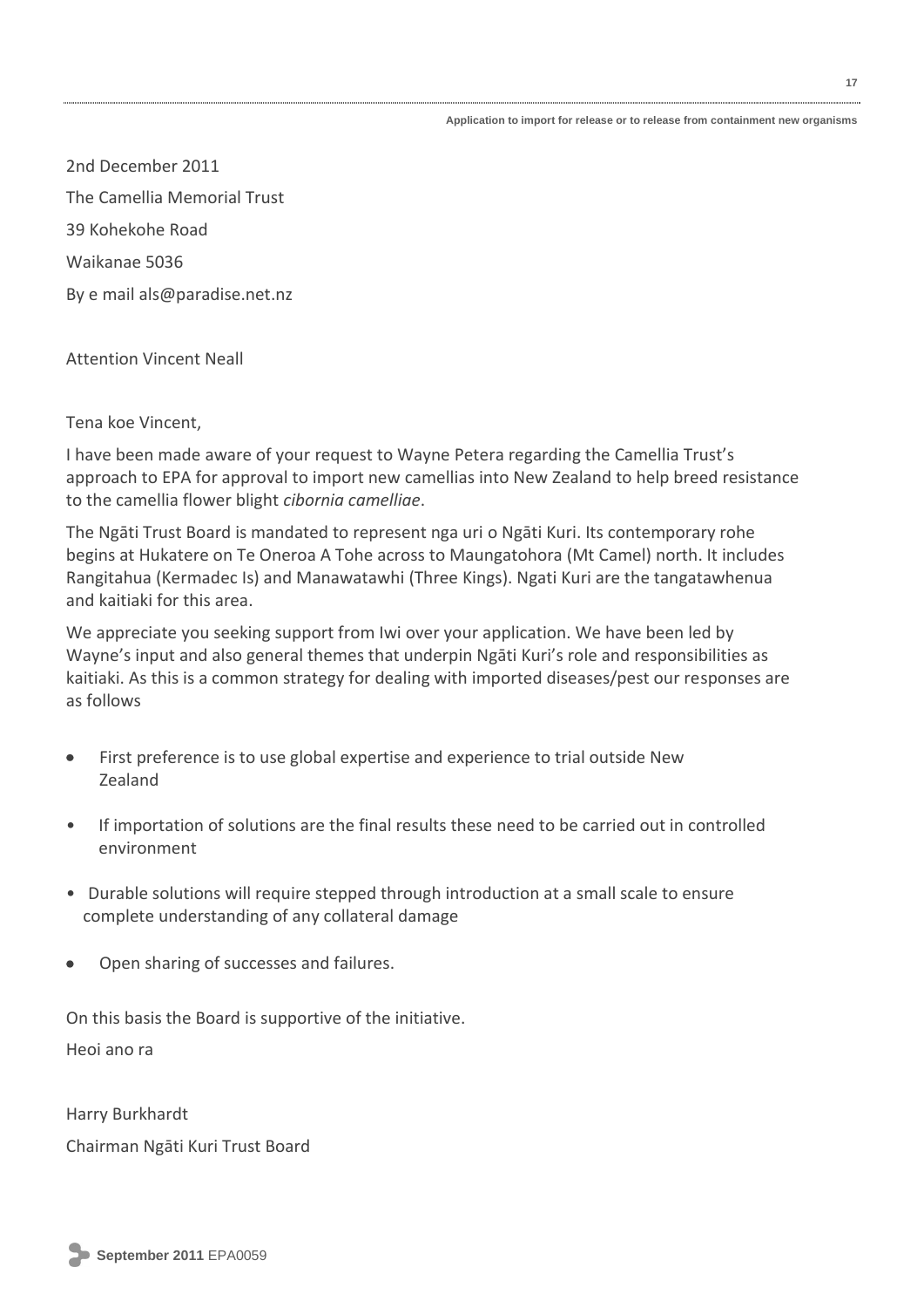2nd December 2011

The Camellia Memorial Trust

39 Kohekohe Road

Waikanae 5036

By e mail als@paradise.net.nz

Attention Vincent Neall

Tena koe Vincent,

I have been made aware of your request to Wayne Petera regarding the Camellia Trust's approach to EPA for approval to import new camellias into New Zealand to help breed resistance to the camellia flower blight *cibornia camelliae*.

The Ngāti Trust Board is mandated to represent nga uri o Ngāti Kuri. Its contemporary rohe begins at Hukatere on Te Oneroa A Tohe across to Maungatohora (Mt Camel) north. It includes Rangitahua (Kermadec Is) and Manawatawhi (Three Kings). Ngati Kuri are the tangatawhenua and kaitiaki for this area.

We appreciate you seeking support from Iwi over your application. We have been led by Wayne's input and also general themes that underpin Ngāti Kuri's role and responsibilities as kaitiaki. As this is a common strategy for dealing with imported diseases/pest our responses are as follows

- First preference is to use global expertise and experience to trial outside New Zealand
- If importation of solutions are the final results these need to be carried out in controlled environment
- Durable solutions will require stepped through introduction at a small scale to ensure complete understanding of any collateral damage
- Open sharing of successes and failures.

On this basis the Board is supportive of the initiative.

Heoi ano ra

Harry Burkhardt

Chairman Ngāti Kuri Trust Board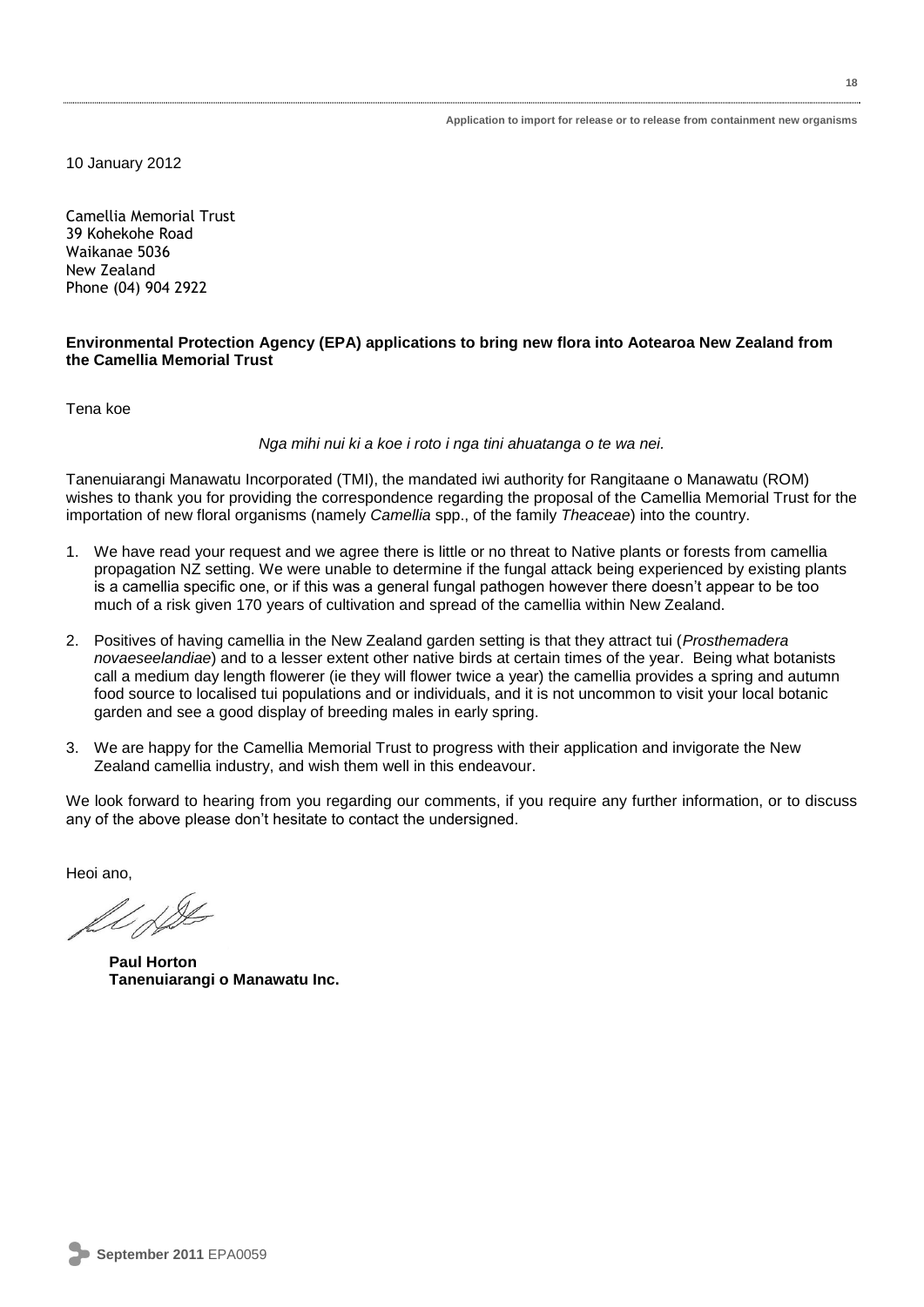10 January 2012

Camellia Memorial Trust
39 Kohekohe Road
Waikanae 5036
New Zealand
Phone (04) 904 2922

**Environmental Protection Agency (EPA) applications to bring new flora into Aotearoa New Zealand from the Camellia Memorial Trust**

Tena koe

*Nga mihi nui ki a koe i roto i nga tini ahuatanga o te wa nei.*

Tanenuiarangi Manawatu Incorporated (TMI), the mandated iwi authority for Rangitaane o Manawatu (ROM) wishes to thank you for providing the correspondence regarding the proposal of the Camellia Memorial Trust for the importation of new floral organisms (namely *Camellia* spp., of the family *Theaceae*) into the country.

1. We have read your request and we agree there is little or no threat to Native plants or forests from camellia propagation NZ setting. We were unable to determine if the fungal attack being experienced by existing plants is a camellia specific one, or if this was a general fungal pathogen however there doesn't appear to be too much of a risk given 170 years of cultivation and spread of the camellia within New Zealand.
2. Positives of having camellia in the New Zealand garden setting is that they attract tui (*Prosthemadera novaeseelandiae*) and to a lesser extent other native birds at certain times of the year. Being what botanists call a medium day length flowerer (ie they will flower twice a year) the camellia provides a spring and autumn food source to localised tui populations and or individuals, and it is not uncommon to visit your local botanic garden and see a good display of breeding males in early spring.
3. We are happy for the Camellia Memorial Trust to progress with their application and invigorate the New Zealand camellia industry, and wish them well in this endeavour.

We look forward to hearing from you regarding our comments, if you require any further information, or to discuss any of the above please don't hesitate to contact the undersigned.

Heoi ano,

**Paul Horton**
**Tanenuiarangi o Manawatu Inc.**